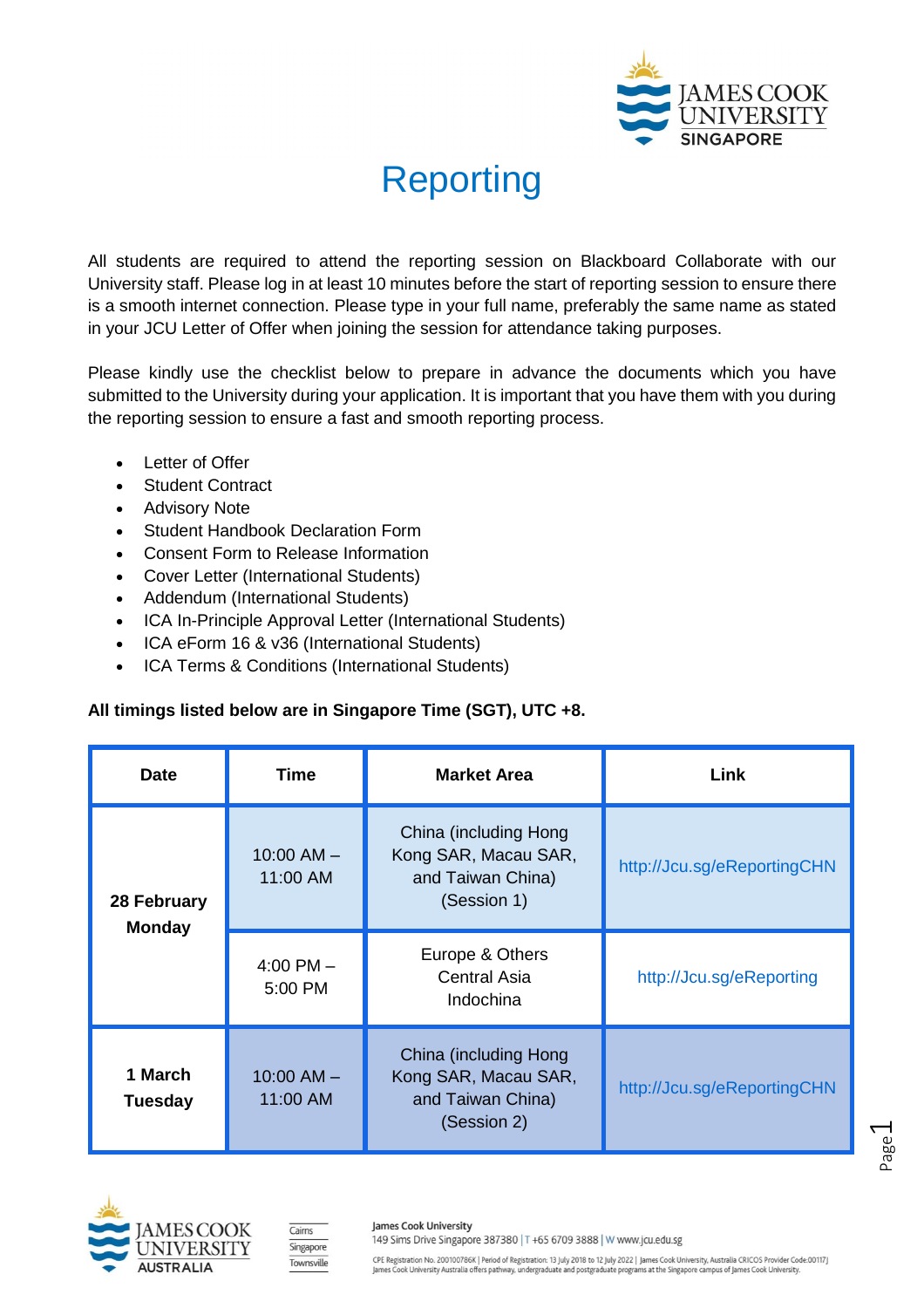# Reporting

All students are required to attend the reporting session on Blackboard Collaborate with our University staff. Please log in at least 10 minutes before the start of reporting session to ensure there is a smooth internet connection. Please type in your full name, preferably the same name as stated in your JCU Letter of Offer when joining the session for attendance taking purposes.

Please kindly use the checklist below to prepare in advance the documents which you have submitted to the University during your application. It is important that you have them with you during the reporting session to ensure a fast and smooth reporting process.

- Letter of Offer
- Student Contract
- Advisory Note
- Student Handbook Declaration Form
- Consent Form to Release Information
- Cover Letter (International Students)
- Addendum (International Students)
- ICA In-Principle Approval Letter (International Students)
- ICA eForm 16 & v36 (International Students)
- ICA Terms & Conditions (International Students)

**All timings listed below are in Singapore Time (SGT), UTC +8.**

| Date | Time | Market Area | Link |
|---|---|---|---|
| **28 February Monday** | 10:00 AM – 11:00 AM | China (including Hong Kong SAR, Macau SAR, and Taiwan China) (Session 1) | http://Jcu.sg/eReportingCHN |
| | 4:00 PM – 5:00 PM | Europe & Others Central Asia Indochina | http://Jcu.sg/eReporting |
| **1 March Tuesday** | 10:00 AM – 11:00 AM | China (including Hong Kong SAR, Macau SAR, and Taiwan China) (Session 2) | http://Jcu.sg/eReportingCHN |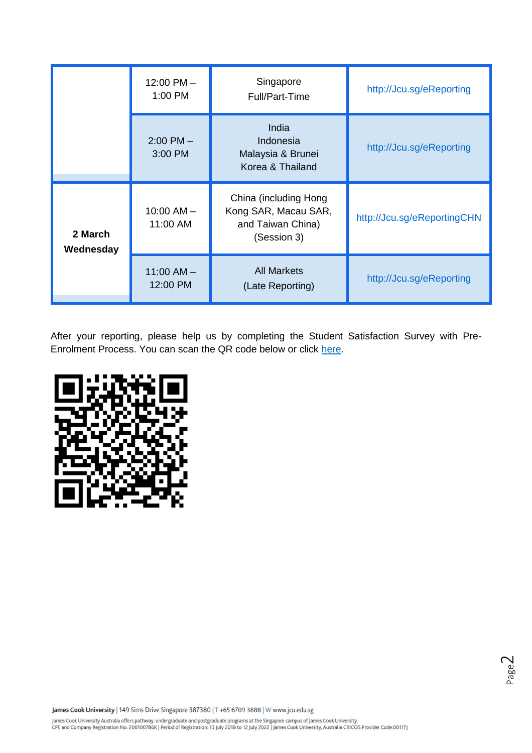| | | | |
|---|---|---|---|
| | 12:00 PM – 1:00 PM | Singapore Full/Part-Time | http://Jcu.sg/eReporting |
| | 2:00 PM – 3:00 PM | India Indonesia Malaysia & Brunei Korea & Thailand | http://Jcu.sg/eReporting |
| **2 March Wednesday** | 10:00 AM – 11:00 AM | China (including Hong Kong SAR, Macau SAR, and Taiwan China) (Session 3) | http://Jcu.sg/eReportingCHN |
| | 11:00 AM – 12:00 PM | All Markets (Late Reporting) | http://Jcu.sg/eReporting |

After your reporting, please help us by completing the Student Satisfaction Survey with Pre-Enrolment Process. You can scan the QR code below or click here.

**James Cook University** | 149 Sims Drive Singapore 387380 | T +65 6709 3888 | W www.jcu.edu.sg

James Cook University Australia offers pathway, undergraduate and postgraduate programs at the Singapore campus of James Cook University.
CPE and Company Registration No. 200100786K | Period of Registration: 13 July 2018 to 12 July 2022 | James Cook University, Australia CRICOS Provider Code:00117J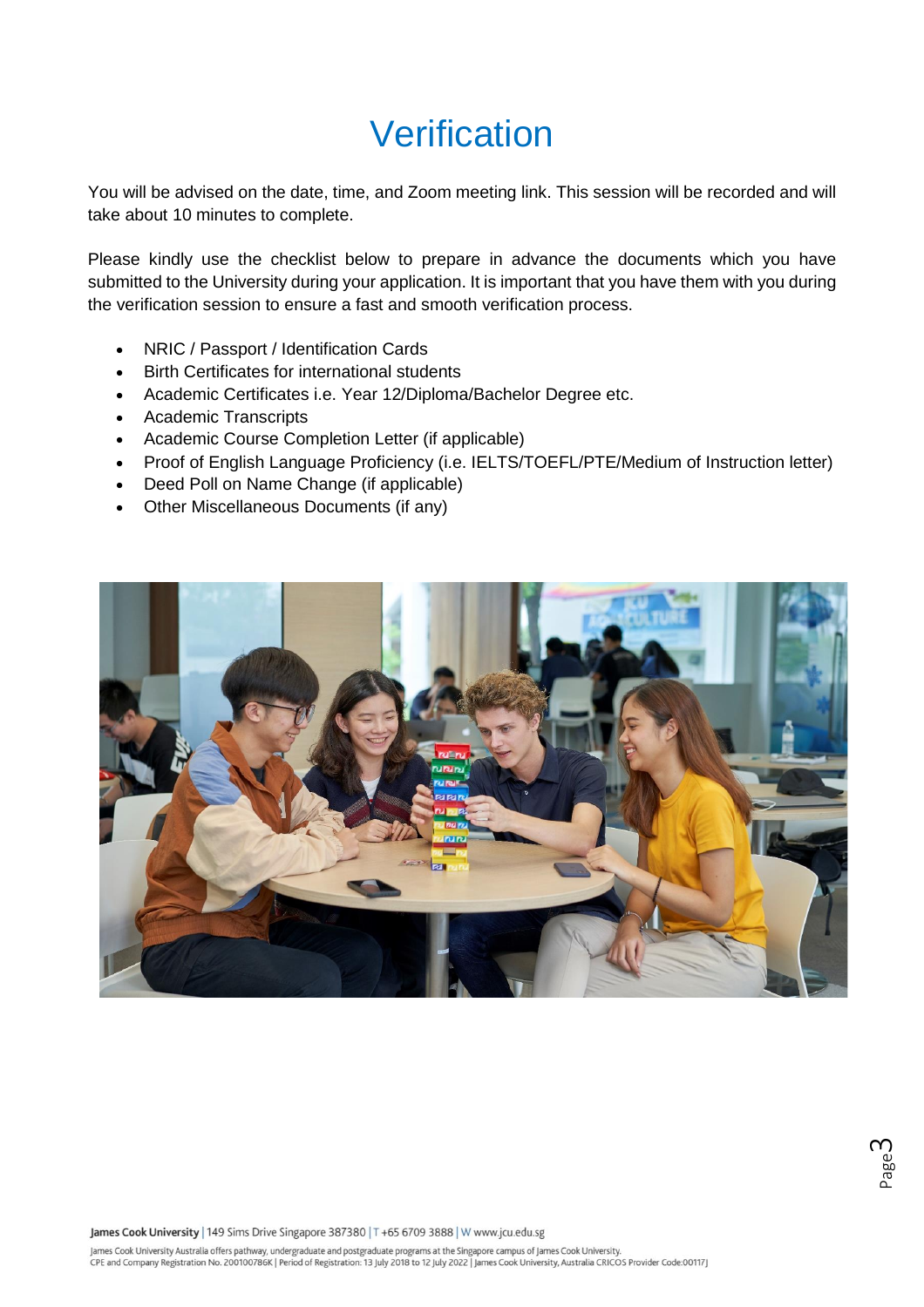# Verification

You will be advised on the date, time, and Zoom meeting link. This session will be recorded and will take about 10 minutes to complete.

Please kindly use the checklist below to prepare in advance the documents which you have submitted to the University during your application. It is important that you have them with you during the verification session to ensure a fast and smooth verification process.

- NRIC / Passport / Identification Cards
- Birth Certificates for international students
- Academic Certificates i.e. Year 12/Diploma/Bachelor Degree etc.
- Academic Transcripts
- Academic Course Completion Letter (if applicable)
- Proof of English Language Proficiency (i.e. IELTS/TOEFL/PTE/Medium of Instruction letter)
- Deed Poll on Name Change (if applicable)
- Other Miscellaneous Documents (if any)